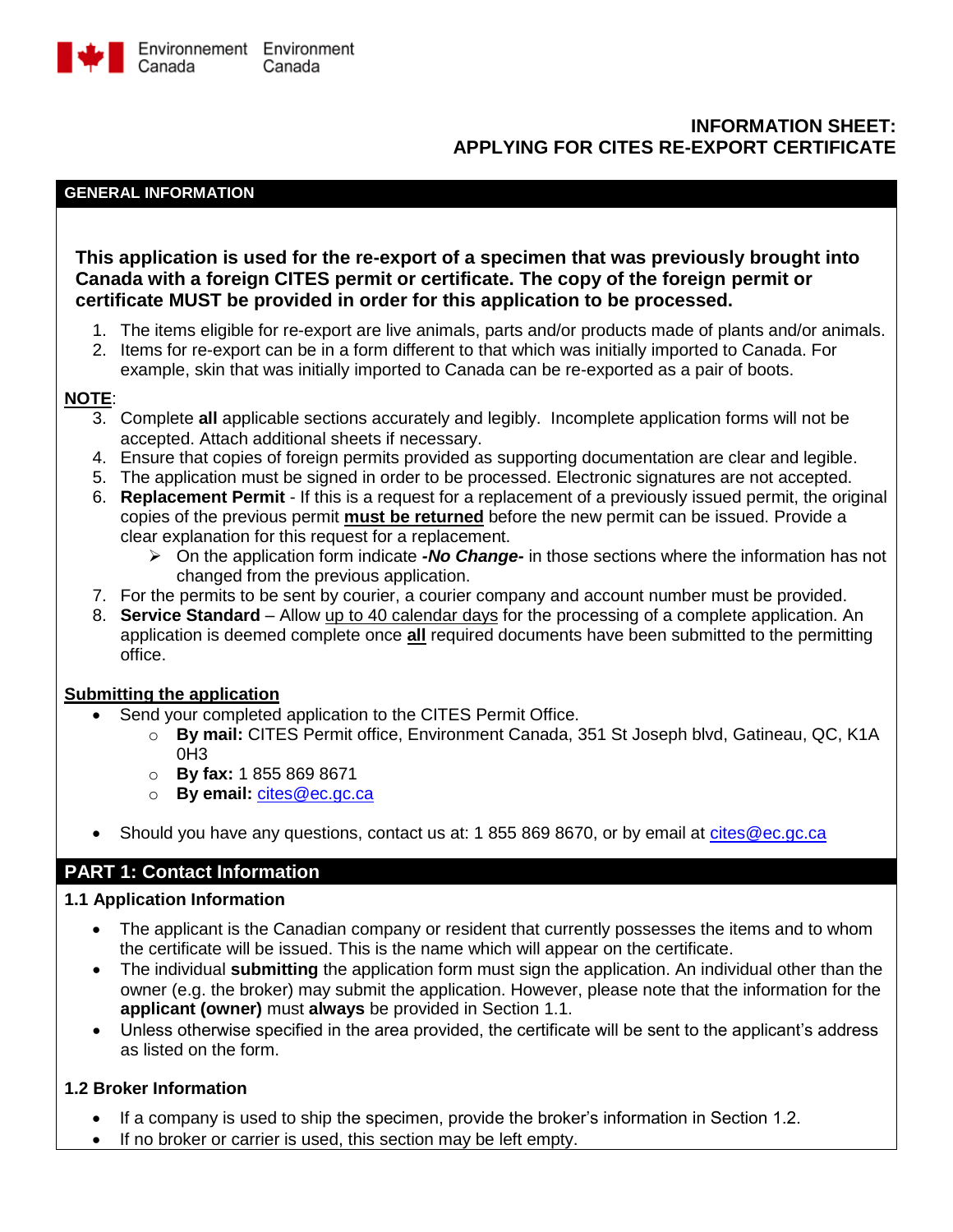Environnement Canada Environment Canada

# INFORMATION SHEET: APPLYING FOR CITES RE-EXPORT CERTIFICATE

## GENERAL INFORMATION

**This application is used for the re-export of a specimen that was previously brought into Canada with a foreign CITES permit or certificate. The copy of the foreign permit or certificate MUST be provided in order for this application to be processed.**

1. The items eligible for re-export are live animals, parts and/or products made of plants and/or animals.
2. Items for re-export can be in a form different to that which was initially imported to Canada. For example, skin that was initially imported to Canada can be re-exported as a pair of boots.

**NOTE**:

3. Complete **all** applicable sections accurately and legibly. Incomplete application forms will not be accepted. Attach additional sheets if necessary.
4. Ensure that copies of foreign permits provided as supporting documentation are clear and legible.
5. The application must be signed in order to be processed. Electronic signatures are not accepted.
6. **Replacement Permit** - If this is a request for a replacement of a previously issued permit, the original copies of the previous permit **must be returned** before the new permit can be issued. Provide a clear explanation for this request for a replacement.
   - On the application form indicate ***-No Change-*** in those sections where the information has not changed from the previous application.
7. For the permits to be sent by courier, a courier company and account number must be provided.
8. **Service Standard** – Allow up to 40 calendar days for the processing of a complete application. An application is deemed complete once **all** required documents have been submitted to the permitting office.

**Submitting the application**

- Send your completed application to the CITES Permit Office.
  - **By mail:** CITES Permit office, Environment Canada, 351 St Joseph blvd, Gatineau, QC, K1A 0H3
  - **By fax:** 1 855 869 8671
  - **By email:** cites@ec.gc.ca
- Should you have any questions, contact us at: 1 855 869 8670, or by email at cites@ec.gc.ca

## PART 1: Contact Information

### 1.1 Application Information

- The applicant is the Canadian company or resident that currently possesses the items and to whom the certificate will be issued. This is the name which will appear on the certificate.
- The individual **submitting** the application form must sign the application. An individual other than the owner (e.g. the broker) may submit the application. However, please note that the information for the **applicant (owner)** must **always** be provided in Section 1.1.
- Unless otherwise specified in the area provided, the certificate will be sent to the applicant's address as listed on the form.

### 1.2 Broker Information

- If a company is used to ship the specimen, provide the broker's information in Section 1.2.
- If no broker or carrier is used, this section may be left empty.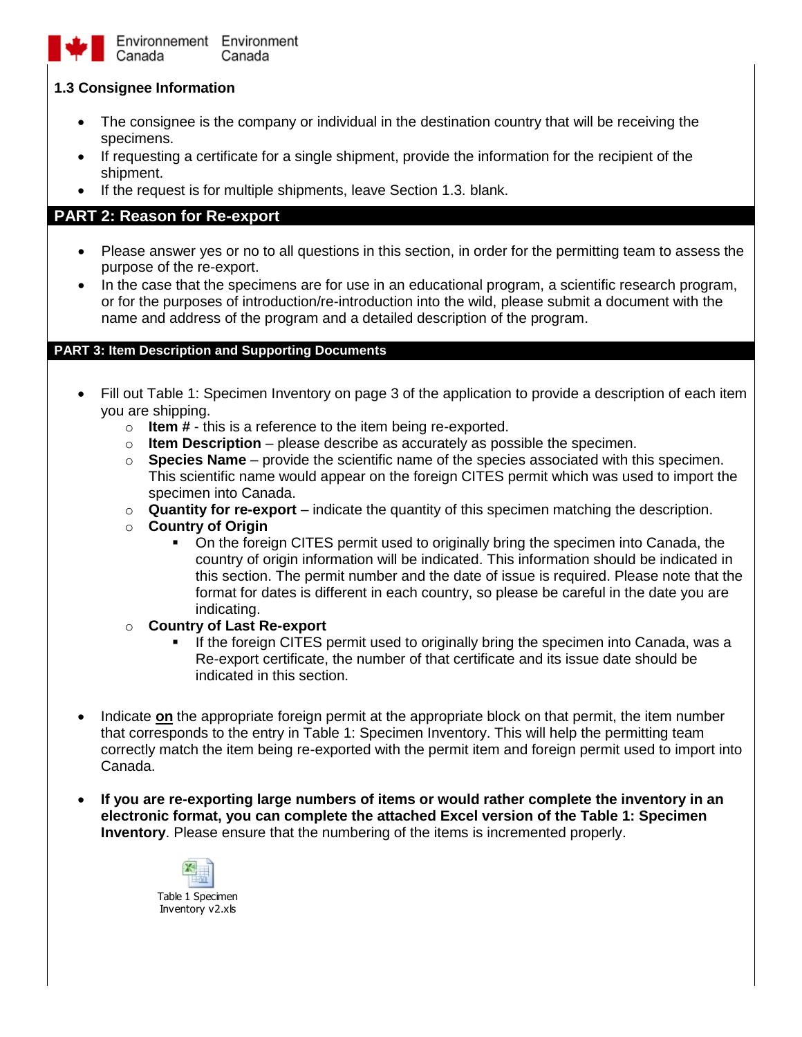### 1.3 Consignee Information

- The consignee is the company or individual in the destination country that will be receiving the specimens.
- If requesting a certificate for a single shipment, provide the information for the recipient of the shipment.
- If the request is for multiple shipments, leave Section 1.3. blank.

## PART 2: Reason for Re-export

- Please answer yes or no to all questions in this section, in order for the permitting team to assess the purpose of the re-export.
- In the case that the specimens are for use in an educational program, a scientific research program, or for the purposes of introduction/re-introduction into the wild, please submit a document with the name and address of the program and a detailed description of the program.

## PART 3: Item Description and Supporting Documents

- Fill out Table 1: Specimen Inventory on page 3 of the application to provide a description of each item you are shipping.
  - **Item #** - this is a reference to the item being re-exported.
  - **Item Description** – please describe as accurately as possible the specimen.
  - **Species Name** – provide the scientific name of the species associated with this specimen. This scientific name would appear on the foreign CITES permit which was used to import the specimen into Canada.
  - **Quantity for re-export** – indicate the quantity of this specimen matching the description.
  - **Country of Origin**
    - On the foreign CITES permit used to originally bring the specimen into Canada, the country of origin information will be indicated. This information should be indicated in this section. The permit number and the date of issue is required. Please note that the format for dates is different in each country, so please be careful in the date you are indicating.
  - **Country of Last Re-export**
    - If the foreign CITES permit used to originally bring the specimen into Canada, was a Re-export certificate, the number of that certificate and its issue date should be indicated in this section.

- Indicate **on** the appropriate foreign permit at the appropriate block on that permit, the item number that corresponds to the entry in Table 1: Specimen Inventory. This will help the permitting team correctly match the item being re-exported with the permit item and foreign permit used to import into Canada.

- **If you are re-exporting large numbers of items or would rather complete the inventory in an electronic format, you can complete the attached Excel version of the Table 1: Specimen Inventory**. Please ensure that the numbering of the items is incremented properly.

Table 1 Specimen Inventory v2.xls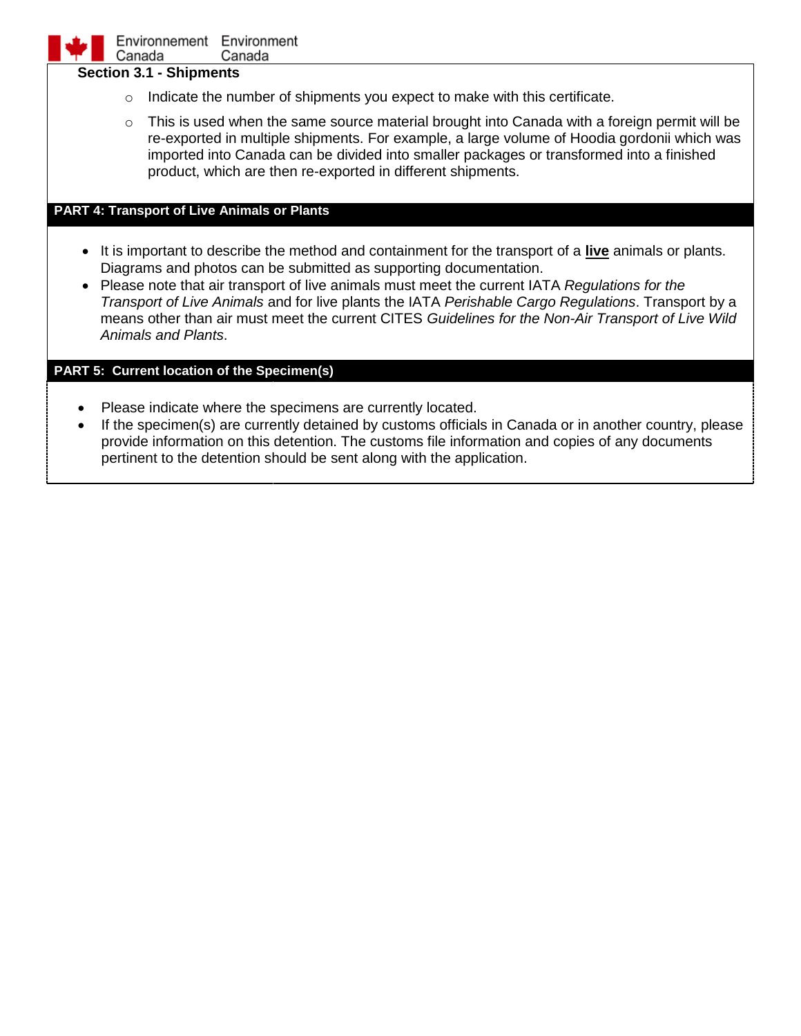### Section 3.1 - Shipments

- Indicate the number of shipments you expect to make with this certificate.
- This is used when the same source material brought into Canada with a foreign permit will be re-exported in multiple shipments. For example, a large volume of Hoodia gordonii which was imported into Canada can be divided into smaller packages or transformed into a finished product, which are then re-exported in different shipments.

## PART 4: Transport of Live Animals or Plants

- It is important to describe the method and containment for the transport of a **live** animals or plants. Diagrams and photos can be submitted as supporting documentation.
- Please note that air transport of live animals must meet the current IATA *Regulations for the Transport of Live Animals* and for live plants the IATA *Perishable Cargo Regulations*. Transport by a means other than air must meet the current CITES *Guidelines for the Non-Air Transport of Live Wild Animals and Plants*.

## PART 5: Current location of the Specimen(s)

- Please indicate where the specimens are currently located.
- If the specimen(s) are currently detained by customs officials in Canada or in another country, please provide information on this detention. The customs file information and copies of any documents pertinent to the detention should be sent along with the application.